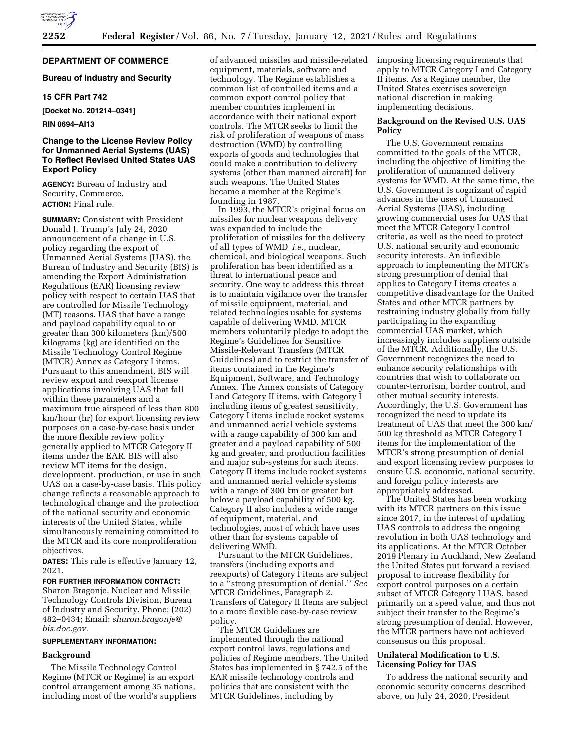## DEPARTMENT OF COMMERCE

### Bureau of Industry and Security

### 15 CFR Part 742

**[Docket No. 201214–0341]**

**RIN 0694–AI13**

### Change to the License Review Policy for Unmanned Aerial Systems (UAS) To Reflect Revised United States UAS Export Policy

**AGENCY:** Bureau of Industry and Security, Commerce.

**ACTION:** Final rule.

**SUMMARY:** Consistent with President Donald J. Trump's July 24, 2020 announcement of a change in U.S. policy regarding the export of Unmanned Aerial Systems (UAS), the Bureau of Industry and Security (BIS) is amending the Export Administration Regulations (EAR) licensing review policy with respect to certain UAS that are controlled for Missile Technology (MT) reasons. UAS that have a range and payload capability equal to or greater than 300 kilometers (km)/500 kilograms (kg) are identified on the Missile Technology Control Regime (MTCR) Annex as Category I items. Pursuant to this amendment, BIS will review export and reexport license applications involving UAS that fall within these parameters and a maximum true airspeed of less than 800 km/hour (hr) for export licensing review purposes on a case-by-case basis under the more flexible review policy generally applied to MTCR Category II items under the EAR. BIS will also review MT items for the design, development, production, or use in such UAS on a case-by-case basis. This policy change reflects a reasonable approach to technological change and the protection of the national security and economic interests of the United States, while simultaneously remaining committed to the MTCR and its core nonproliferation objectives.

**DATES:** This rule is effective January 12, 2021.

**FOR FURTHER INFORMATION CONTACT:** Sharon Bragonje, Nuclear and Missile Technology Controls Division, Bureau of Industry and Security, Phone: (202) 482–0434; Email: *sharon.bragonje@bis.doc.gov.*

**SUPPLEMENTARY INFORMATION:**

### Background

The Missile Technology Control Regime (MTCR or Regime) is an export control arrangement among 35 nations, including most of the world's suppliers of advanced missiles and missile-related equipment, materials, software and technology. The Regime establishes a common list of controlled items and a common export control policy that member countries implement in accordance with their national export controls. The MTCR seeks to limit the risk of proliferation of weapons of mass destruction (WMD) by controlling exports of goods and technologies that could make a contribution to delivery systems (other than manned aircraft) for such weapons. The United States became a member at the Regime's founding in 1987.

In 1993, the MTCR's original focus on missiles for nuclear weapons delivery was expanded to include the proliferation of missiles for the delivery of all types of WMD, *i.e.,* nuclear, chemical, and biological weapons. Such proliferation has been identified as a threat to international peace and security. One way to address this threat is to maintain vigilance over the transfer of missile equipment, material, and related technologies usable for systems capable of delivering WMD. MTCR members voluntarily pledge to adopt the Regime's Guidelines for Sensitive Missile-Relevant Transfers (MTCR Guidelines) and to restrict the transfer of items contained in the Regime's Equipment, Software, and Technology Annex. The Annex consists of Category I and Category II items, with Category I including items of greatest sensitivity. Category I items include rocket systems and unmanned aerial vehicle systems with a range capability of 300 km and greater and a payload capability of 500 kg and greater, and production facilities and major sub-systems for such items. Category II items include rocket systems and unmanned aerial vehicle systems with a range of 300 km or greater but below a payload capability of 500 kg. Category II also includes a wide range of equipment, material, and technologies, most of which have uses other than for systems capable of delivering WMD.

Pursuant to the MTCR Guidelines, transfers (including exports and reexports) of Category I items are subject to a ''strong presumption of denial.'' *See* MTCR Guidelines, Paragraph 2. Transfers of Category II Items are subject to a more flexible case-by-case review policy.

The MTCR Guidelines are implemented through the national export control laws, regulations and policies of Regime members. The United States has implemented in § 742.5 of the EAR missile technology controls and policies that are consistent with the MTCR Guidelines, including by imposing licensing requirements that apply to MTCR Category I and Category II items. As a Regime member, the United States exercises sovereign national discretion in making implementing decisions.

### Background on the Revised U.S. UAS Policy

The U.S. Government remains committed to the goals of the MTCR, including the objective of limiting the proliferation of unmanned delivery systems for WMD. At the same time, the U.S. Government is cognizant of rapid advances in the uses of Unmanned Aerial Systems (UAS), including growing commercial uses for UAS that meet the MTCR Category I control criteria, as well as the need to protect U.S. national security and economic security interests. An inflexible approach to implementing the MTCR's strong presumption of denial that applies to Category I items creates a competitive disadvantage for the United States and other MTCR partners by restraining industry globally from fully participating in the expanding commercial UAS market, which increasingly includes suppliers outside of the MTCR. Additionally, the U.S. Government recognizes the need to enhance security relationships with countries that wish to collaborate on counter-terrorism, border control, and other mutual security interests. Accordingly, the U.S. Government has recognized the need to update its treatment of UAS that meet the 300 km/500 kg threshold as MTCR Category I items for the implementation of the MTCR's strong presumption of denial and export licensing review purposes to ensure U.S. economic, national security, and foreign policy interests are appropriately addressed.

The United States has been working with its MTCR partners on this issue since 2017, in the interest of updating UAS controls to address the ongoing revolution in both UAS technology and its applications. At the MTCR October 2019 Plenary in Auckland, New Zealand the United States put forward a revised proposal to increase flexibility for export control purposes on a certain subset of MTCR Category I UAS, based primarily on a speed value, and thus not subject their transfer to the Regime's strong presumption of denial. However, the MTCR partners have not achieved consensus on this proposal.

### Unilateral Modification to U.S. Licensing Policy for UAS

To address the national security and economic security concerns described above, on July 24, 2020, President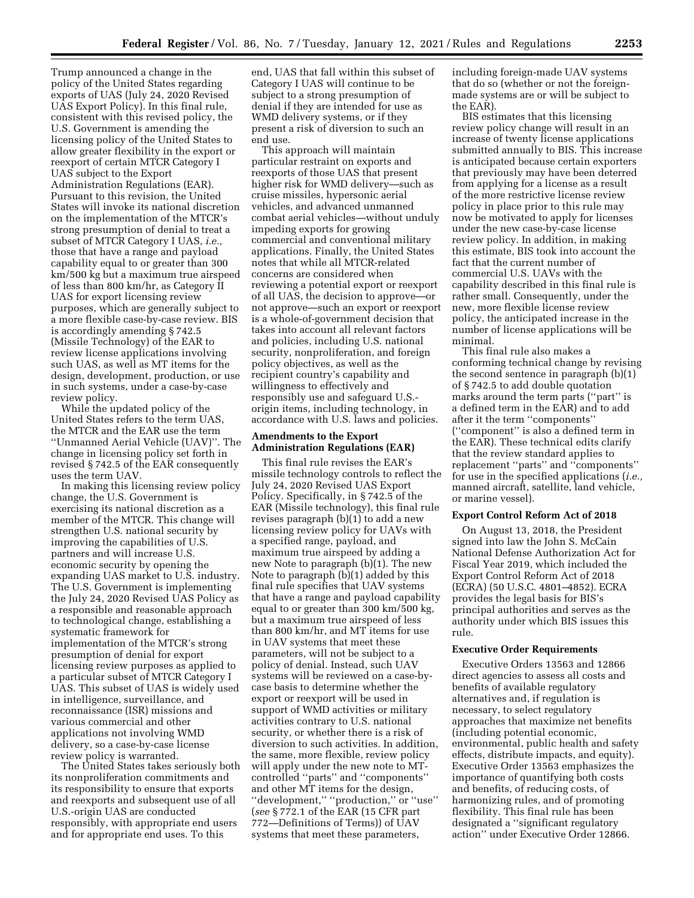Trump announced a change in the policy of the United States regarding exports of UAS (July 24, 2020 Revised UAS Export Policy). In this final rule, consistent with this revised policy, the U.S. Government is amending the licensing policy of the United States to allow greater flexibility in the export or reexport of certain MTCR Category I UAS subject to the Export Administration Regulations (EAR). Pursuant to this revision, the United States will invoke its national discretion on the implementation of the MTCR's strong presumption of denial to treat a subset of MTCR Category I UAS, *i.e.,* those that have a range and payload capability equal to or greater than 300 km/500 kg but a maximum true airspeed of less than 800 km/hr, as Category II UAS for export licensing review purposes, which are generally subject to a more flexible case-by-case review. BIS is accordingly amending § 742.5 (Missile Technology) of the EAR to review license applications involving such UAS, as well as MT items for the design, development, production, or use in such systems, under a case-by-case review policy.

While the updated policy of the United States refers to the term UAS, the MTCR and the EAR use the term ''Unmanned Aerial Vehicle (UAV)''. The change in licensing policy set forth in revised § 742.5 of the EAR consequently uses the term UAV.

In making this licensing review policy change, the U.S. Government is exercising its national discretion as a member of the MTCR. This change will strengthen U.S. national security by improving the capabilities of U.S. partners and will increase U.S. economic security by opening the expanding UAS market to U.S. industry. The U.S. Government is implementing the July 24, 2020 Revised UAS Policy as a responsible and reasonable approach to technological change, establishing a systematic framework for implementation of the MTCR's strong presumption of denial for export licensing review purposes as applied to a particular subset of MTCR Category I UAS. This subset of UAS is widely used in intelligence, surveillance, and reconnaissance (ISR) missions and various commercial and other applications not involving WMD delivery, so a case-by-case license review policy is warranted.

The United States takes seriously both its nonproliferation commitments and its responsibility to ensure that exports and reexports and subsequent use of all U.S.-origin UAS are conducted responsibly, with appropriate end users and for appropriate end uses. To this end, UAS that fall within this subset of Category I UAS will continue to be subject to a strong presumption of denial if they are intended for use as WMD delivery systems, or if they present a risk of diversion to such an end use.

This approach will maintain particular restraint on exports and reexports of those UAS that present higher risk for WMD delivery—such as cruise missiles, hypersonic aerial vehicles, and advanced unmanned combat aerial vehicles—without unduly impeding exports for growing commercial and conventional military applications. Finally, the United States notes that while all MTCR-related concerns are considered when reviewing a potential export or reexport of all UAS, the decision to approve—or not approve—such an export or reexport is a whole-of-government decision that takes into account all relevant factors and policies, including U.S. national security, nonproliferation, and foreign policy objectives, as well as the recipient country's capability and willingness to effectively and responsibly use and safeguard U.S.-origin items, including technology, in accordance with U.S. laws and policies.

**Amendments to the Export Administration Regulations (EAR)**

This final rule revises the EAR's missile technology controls to reflect the July 24, 2020 Revised UAS Export Policy. Specifically, in § 742.5 of the EAR (Missile technology), this final rule revises paragraph (b)(1) to add a new licensing review policy for UAVs with a specified range, payload, and maximum true airspeed by adding a new Note to paragraph (b)(1). The new Note to paragraph (b)(1) added by this final rule specifies that UAV systems that have a range and payload capability equal to or greater than 300 km/500 kg, but a maximum true airspeed of less than 800 km/hr, and MT items for use in UAV systems that meet these parameters, will not be subject to a policy of denial. Instead, such UAV systems will be reviewed on a case-by-case basis to determine whether the export or reexport will be used in support of WMD activities or military activities contrary to U.S. national security, or whether there is a risk of diversion to such activities. In addition, the same, more flexible, review policy will apply under the new note to MT-controlled ''parts'' and ''components'' and other MT items for the design, ''development,'' ''production,'' or ''use'' (*see* § 772.1 of the EAR (15 CFR part 772—Definitions of Terms)) of UAV systems that meet these parameters, including foreign-made UAV systems that do so (whether or not the foreign-made systems are or will be subject to the EAR).

BIS estimates that this licensing review policy change will result in an increase of twenty license applications submitted annually to BIS. This increase is anticipated because certain exporters that previously may have been deterred from applying for a license as a result of the more restrictive license review policy in place prior to this rule may now be motivated to apply for licenses under the new case-by-case license review policy. In addition, in making this estimate, BIS took into account the fact that the current number of commercial U.S. UAVs with the capability described in this final rule is rather small. Consequently, under the new, more flexible license review policy, the anticipated increase in the number of license applications will be minimal.

This final rule also makes a conforming technical change by revising the second sentence in paragraph (b)(1) of § 742.5 to add double quotation marks around the term parts (''part'' is a defined term in the EAR) and to add after it the term ''components'' (''component'' is also a defined term in the EAR). These technical edits clarify that the review standard applies to replacement ''parts'' and ''components'' for use in the specified applications (*i.e.,* manned aircraft, satellite, land vehicle, or marine vessel).

**Export Control Reform Act of 2018**

On August 13, 2018, the President signed into law the John S. McCain National Defense Authorization Act for Fiscal Year 2019, which included the Export Control Reform Act of 2018 (ECRA) (50 U.S.C. 4801–4852). ECRA provides the legal basis for BIS's principal authorities and serves as the authority under which BIS issues this rule.

**Executive Order Requirements**

Executive Orders 13563 and 12866 direct agencies to assess all costs and benefits of available regulatory alternatives and, if regulation is necessary, to select regulatory approaches that maximize net benefits (including potential economic, environmental, public health and safety effects, distribute impacts, and equity). Executive Order 13563 emphasizes the importance of quantifying both costs and benefits, of reducing costs, of harmonizing rules, and of promoting flexibility. This final rule has been designated a ''significant regulatory action'' under Executive Order 12866.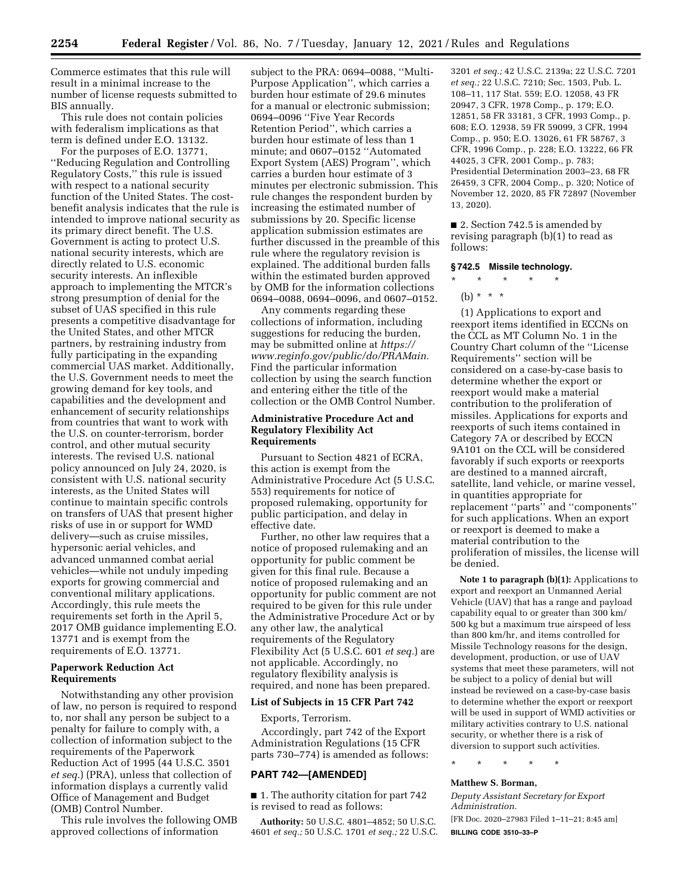Commerce estimates that this rule will result in a minimal increase to the number of license requests submitted to BIS annually.

This rule does not contain policies with federalism implications as that term is defined under E.O. 13132.

For the purposes of E.O. 13771, ''Reducing Regulation and Controlling Regulatory Costs,'' this rule is issued with respect to a national security function of the United States. The cost-benefit analysis indicates that the rule is intended to improve national security as its primary direct benefit. The U.S. Government is acting to protect U.S. national security interests, which are directly related to U.S. economic security interests. An inflexible approach to implementing the MTCR's strong presumption of denial for the subset of UAS specified in this rule presents a competitive disadvantage for the United States, and other MTCR partners, by restraining industry from fully participating in the expanding commercial UAS market. Additionally, the U.S. Government needs to meet the growing demand for key tools, and capabilities and the development and enhancement of security relationships from countries that want to work with the U.S. on counter-terrorism, border control, and other mutual security interests. The revised U.S. national policy announced on July 24, 2020, is consistent with U.S. national security interests, as the United States will continue to maintain specific controls on transfers of UAS that present higher risks of use in or support for WMD delivery—such as cruise missiles, hypersonic aerial vehicles, and advanced unmanned combat aerial vehicles—while not unduly impeding exports for growing commercial and conventional military applications. Accordingly, this rule meets the requirements set forth in the April 5, 2017 OMB guidance implementing E.O. 13771 and is exempt from the requirements of E.O. 13771.

## Paperwork Reduction Act Requirements

Notwithstanding any other provision of law, no person is required to respond to, nor shall any person be subject to a penalty for failure to comply with, a collection of information subject to the requirements of the Paperwork Reduction Act of 1995 (44 U.S.C. 3501 *et seq.*) (PRA), unless that collection of information displays a currently valid Office of Management and Budget (OMB) Control Number.

This rule involves the following OMB approved collections of information subject to the PRA: 0694–0088, ''Multi-Purpose Application'', which carries a burden hour estimate of 29.6 minutes for a manual or electronic submission; 0694–0096 ''Five Year Records Retention Period'', which carries a burden hour estimate of less than 1 minute; and 0607–0152 ''Automated Export System (AES) Program'', which carries a burden hour estimate of 3 minutes per electronic submission. This rule changes the respondent burden by increasing the estimated number of submissions by 20. Specific license application submission estimates are further discussed in the preamble of this rule where the regulatory revision is explained. The additional burden falls within the estimated burden approved by OMB for the information collections 0694–0088, 0694–0096, and 0607–0152.

Any comments regarding these collections of information, including suggestions for reducing the burden, may be submitted online at *https://www.reginfo.gov/public/do/PRAMain.* Find the particular information collection by using the search function and entering either the title of the collection or the OMB Control Number.

## Administrative Procedure Act and Regulatory Flexibility Act Requirements

Pursuant to Section 4821 of ECRA, this action is exempt from the Administrative Procedure Act (5 U.S.C. 553) requirements for notice of proposed rulemaking, opportunity for public participation, and delay in effective date.

Further, no other law requires that a notice of proposed rulemaking and an opportunity for public comment be given for this final rule. Because a notice of proposed rulemaking and an opportunity for public comment are not required to be given for this rule under the Administrative Procedure Act or by any other law, the analytical requirements of the Regulatory Flexibility Act (5 U.S.C. 601 *et seq.*) are not applicable. Accordingly, no regulatory flexibility analysis is required, and none has been prepared.

## List of Subjects in 15 CFR Part 742

Exports, Terrorism.

Accordingly, part 742 of the Export Administration Regulations (15 CFR parts 730–774) is amended as follows:

## PART 742—[AMENDED]

■ 1. The authority citation for part 742 is revised to read as follows:

**Authority:** 50 U.S.C. 4801–4852; 50 U.S.C. 4601 *et seq.;* 50 U.S.C. 1701 *et seq.;* 22 U.S.C. 3201 *et seq.;* 42 U.S.C. 2139a; 22 U.S.C. 7201 *et seq.;* 22 U.S.C. 7210; Sec. 1503, Pub. L. 108–11, 117 Stat. 559; E.O. 12058, 43 FR 20947, 3 CFR, 1978 Comp., p. 179; E.O. 12851, 58 FR 33181, 3 CFR, 1993 Comp., p. 608; E.O. 12938, 59 FR 59099, 3 CFR, 1994 Comp., p. 950; E.O. 13026, 61 FR 58767, 3 CFR, 1996 Comp., p. 228; E.O. 13222, 66 FR 44025, 3 CFR, 2001 Comp., p. 783; Presidential Determination 2003–23, 68 FR 26459, 3 CFR, 2004 Comp., p. 320; Notice of November 12, 2020, 85 FR 72897 (November 13, 2020).

■ 2. Section 742.5 is amended by revising paragraph (b)(1) to read as follows:

### § 742.5 Missile technology.

\* \* \* \* \*

(b) \* \* \*

(1) Applications to export and reexport items identified in ECCNs on the CCL as MT Column No. 1 in the Country Chart column of the ''License Requirements'' section will be considered on a case-by-case basis to determine whether the export or reexport would make a material contribution to the proliferation of missiles. Applications for exports and reexports of such items contained in Category 7A or described by ECCN 9A101 on the CCL will be considered favorably if such exports or reexports are destined to a manned aircraft, satellite, land vehicle, or marine vessel, in quantities appropriate for replacement ''parts'' and ''components'' for such applications. When an export or reexport is deemed to make a material contribution to the proliferation of missiles, the license will be denied.

**Note 1 to paragraph (b)(1):** Applications to export and reexport an Unmanned Aerial Vehicle (UAV) that has a range and payload capability equal to or greater than 300 km/500 kg but a maximum true airspeed of less than 800 km/hr, and items controlled for Missile Technology reasons for the design, development, production, or use of UAV systems that meet these parameters, will not be subject to a policy of denial but will instead be reviewed on a case-by-case basis to determine whether the export or reexport will be used in support of WMD activities or military activities contrary to U.S. national security, or whether there is a risk of diversion to support such activities.

\* \* \* \* \*

**Matthew S. Borman,**

*Deputy Assistant Secretary for Export Administration.*

[FR Doc. 2020–27983 Filed 1–11–21; 8:45 am]

**BILLING CODE 3510–33–P**